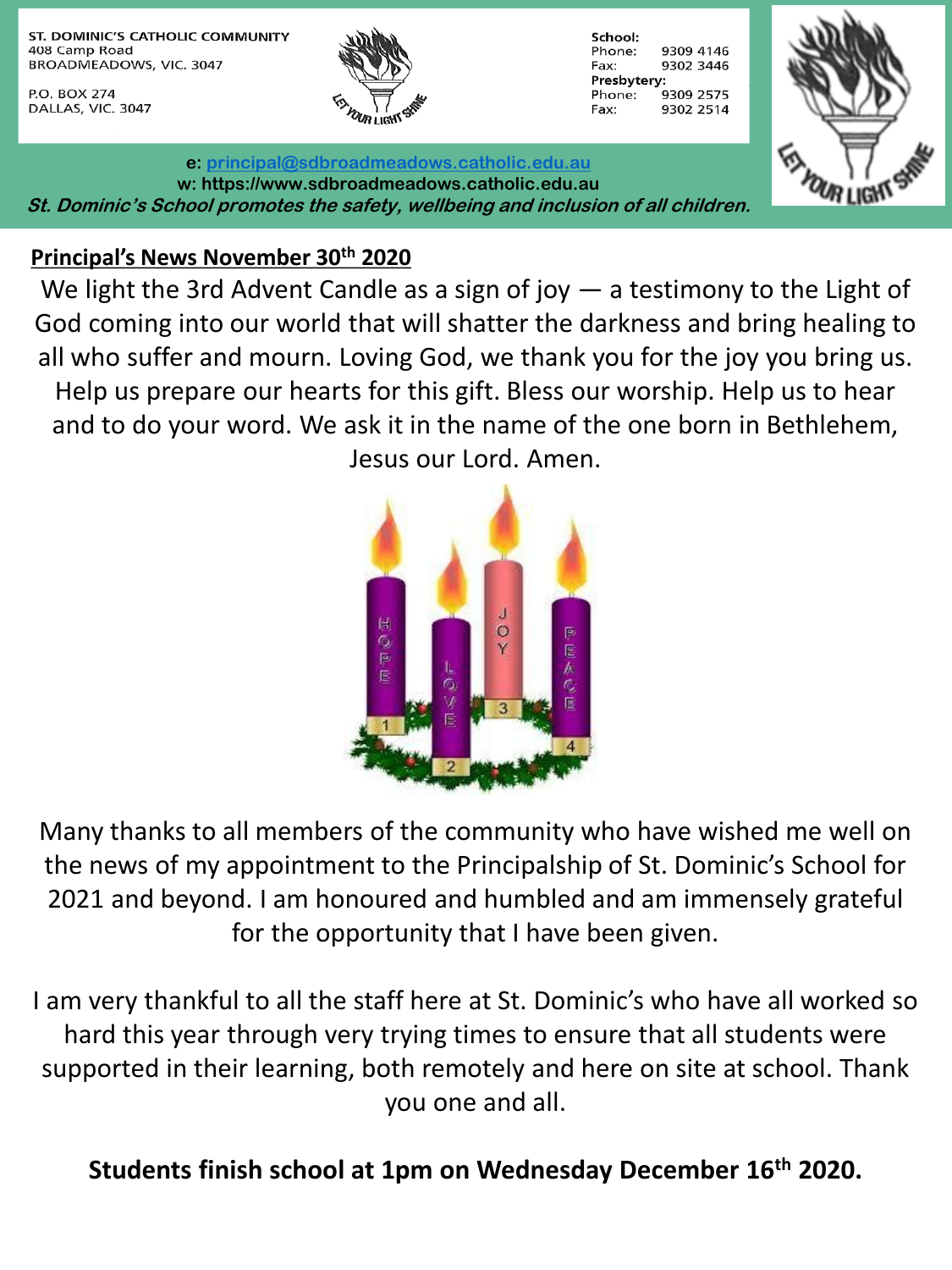ST. DOMINIC'S CATHOLIC COMMUNITY
408 Camp Road
BROADMEADOWS, VIC. 3047

P.O. BOX 274
DALLAS, VIC. 3047

**School:**
Phone: 9309 4146
Fax: 9302 3446
**Presbytery:**
Phone: 9309 2575
Fax: 9302 2514

**e:** principal@sdbroadmeadows.catholic.edu.au
**w:** https://www.sdbroadmeadows.catholic.edu.au

***St. Dominic's School promotes the safety, wellbeing and inclusion of all children.***

## Principal's News November 30th 2020

We light the 3rd Advent Candle as a sign of joy — a testimony to the Light of God coming into our world that will shatter the darkness and bring healing to all who suffer and mourn. Loving God, we thank you for the joy you bring us. Help us prepare our hearts for this gift. Bless our worship. Help us to hear and to do your word. We ask it in the name of the one born in Bethlehem, Jesus our Lord. Amen.

Many thanks to all members of the community who have wished me well on the news of my appointment to the Principalship of St. Dominic's School for 2021 and beyond. I am honoured and humbled and am immensely grateful for the opportunity that I have been given.

I am very thankful to all the staff here at St. Dominic's who have all worked so hard this year through very trying times to ensure that all students were supported in their learning, both remotely and here on site at school. Thank you one and all.

**Students finish school at 1pm on Wednesday December 16th 2020.**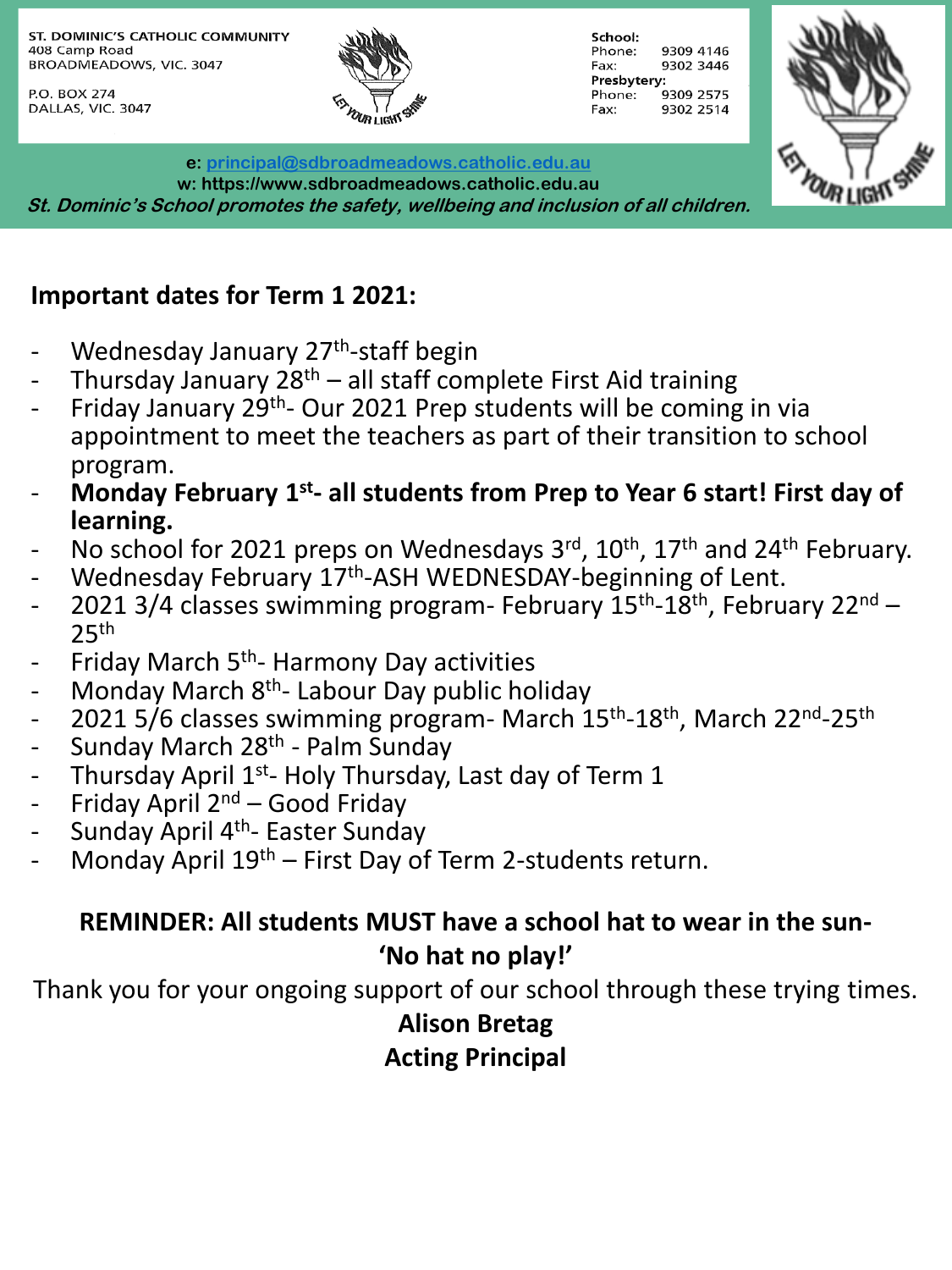ST. DOMINIC'S CATHOLIC COMMUNITY
408 Camp Road
BROADMEADOWS, VIC. 3047

P.O. BOX 274
DALLAS, VIC. 3047

**School:**
Phone: 9309 4146
Fax: 9302 3446
**Presbytery:**
Phone: 9309 2575
Fax: 9302 2514

**e: principal@sdbroadmeadows.catholic.edu.au**
**w: https://www.sdbroadmeadows.catholic.edu.au**
***St. Dominic's School promotes the safety, wellbeing and inclusion of all children.***

## Important dates for Term 1 2021:

- Wednesday January 27th-staff begin
- Thursday January 28th – all staff complete First Aid training
- Friday January 29th- Our 2021 Prep students will be coming in via appointment to meet the teachers as part of their transition to school program.
- **Monday February 1st- all students from Prep to Year 6 start! First day of learning.**
- No school for 2021 preps on Wednesdays 3rd, 10th, 17th and 24th February.
- Wednesday February 17th-ASH WEDNESDAY-beginning of Lent.
- 2021 3/4 classes swimming program- February 15th-18th, February 22nd – 25th
- Friday March 5th- Harmony Day activities
- Monday March 8th- Labour Day public holiday
- 2021 5/6 classes swimming program- March 15th-18th, March 22nd-25th
- Sunday March 28th - Palm Sunday
- Thursday April 1st- Holy Thursday, Last day of Term 1
- Friday April 2nd – Good Friday
- Sunday April 4th- Easter Sunday
- Monday April 19th – First Day of Term 2-students return.

**REMINDER: All students MUST have a school hat to wear in the sun- 'No hat no play!'**

Thank you for your ongoing support of our school through these trying times.

**Alison Bretag**
**Acting Principal**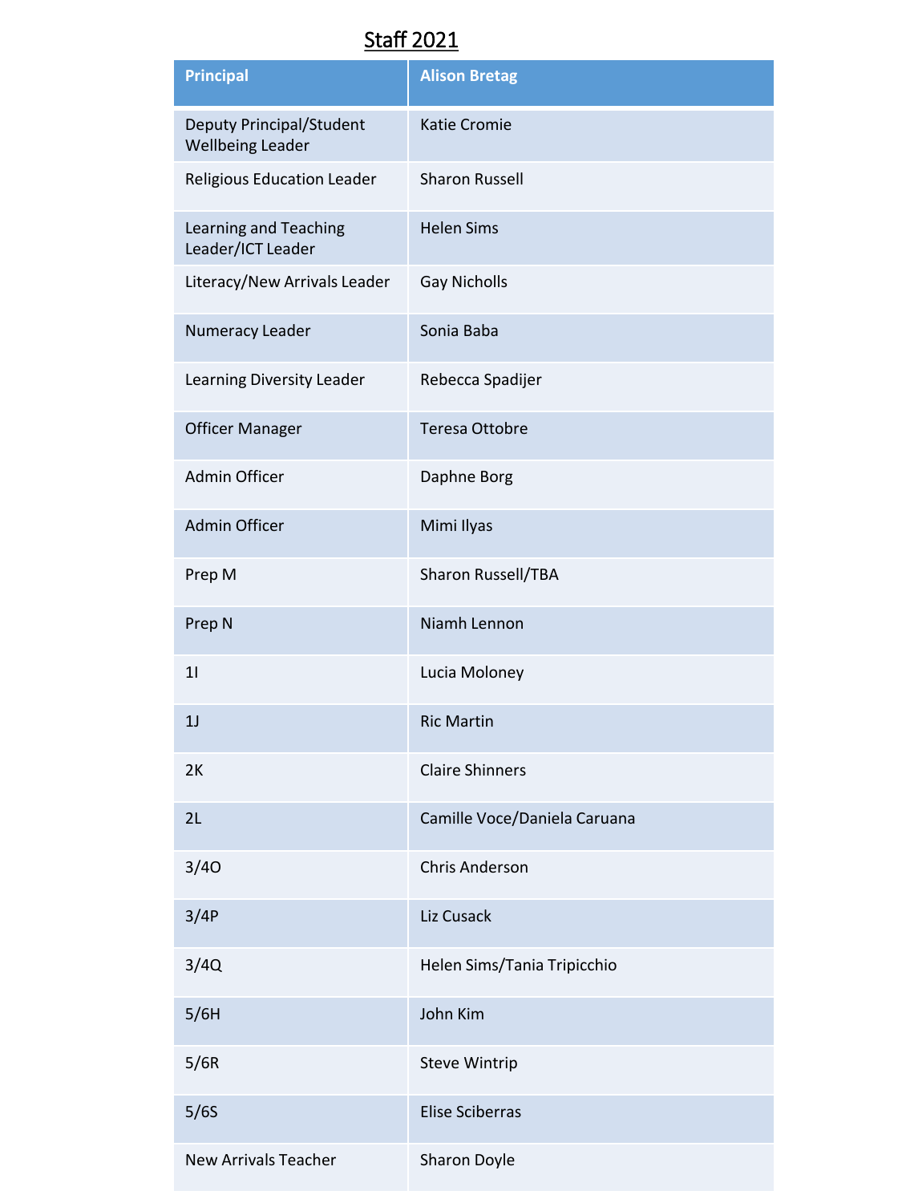# Staff 2021

| Principal | Alison Bretag |
|---|---|
| Deputy Principal/Student Wellbeing Leader | Katie Cromie |
| Religious Education Leader | Sharon Russell |
| Learning and Teaching Leader/ICT Leader | Helen Sims |
| Literacy/New Arrivals Leader | Gay Nicholls |
| Numeracy Leader | Sonia Baba |
| Learning Diversity Leader | Rebecca Spadijer |
| Officer Manager | Teresa Ottobre |
| Admin Officer | Daphne Borg |
| Admin Officer | Mimi Ilyas |
| Prep M | Sharon Russell/TBA |
| Prep N | Niamh Lennon |
| 1I | Lucia Moloney |
| 1J | Ric Martin |
| 2K | Claire Shinners |
| 2L | Camille Voce/Daniela Caruana |
| 3/4O | Chris Anderson |
| 3/4P | Liz Cusack |
| 3/4Q | Helen Sims/Tania Tripicchio |
| 5/6H | John Kim |
| 5/6R | Steve Wintrip |
| 5/6S | Elise Sciberras |
| New Arrivals Teacher | Sharon Doyle |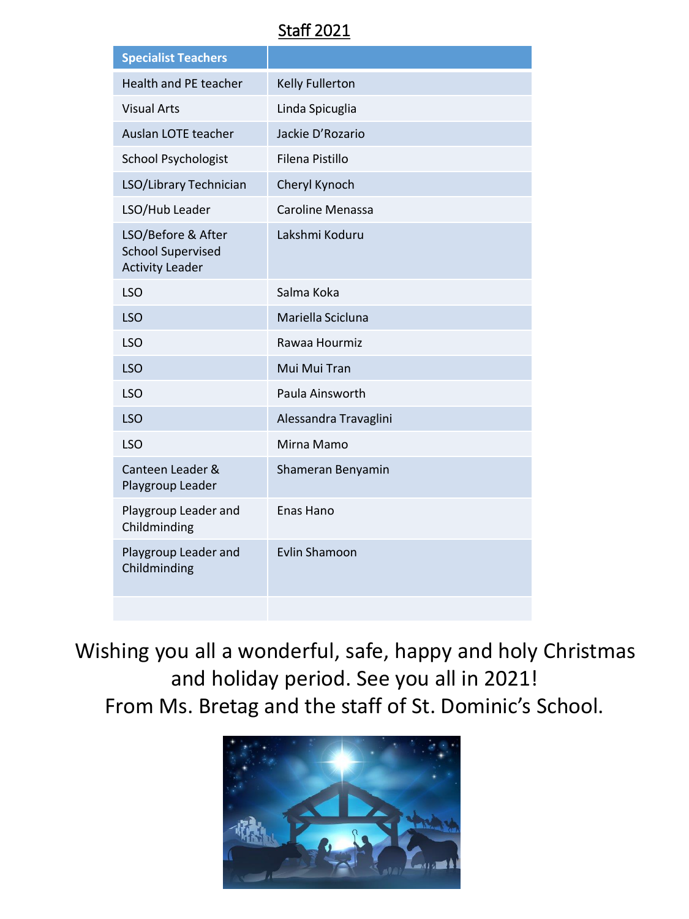## Staff 2021

| Specialist Teachers | |
|---|---|
| Health and PE teacher | Kelly Fullerton |
| Visual Arts | Linda Spicuglia |
| Auslan LOTE teacher | Jackie D'Rozario |
| School Psychologist | Filena Pistillo |
| LSO/Library Technician | Cheryl Kynoch |
| LSO/Hub Leader | Caroline Menassa |
| LSO/Before & After School Supervised Activity Leader | Lakshmi Koduru |
| LSO | Salma Koka |
| LSO | Mariella Scicluna |
| LSO | Rawaa Hourmiz |
| LSO | Mui Mui Tran |
| LSO | Paula Ainsworth |
| LSO | Alessandra Travaglini |
| LSO | Mirna Mamo |
| Canteen Leader & Playgroup Leader | Shameran Benyamin |
| Playgroup Leader and Childminding | Enas Hano |
| Playgroup Leader and Childminding | Evlin Shamoon |
| | |

Wishing you all a wonderful, safe, happy and holy Christmas and holiday period. See you all in 2021!
From Ms. Bretag and the staff of St. Dominic's School.